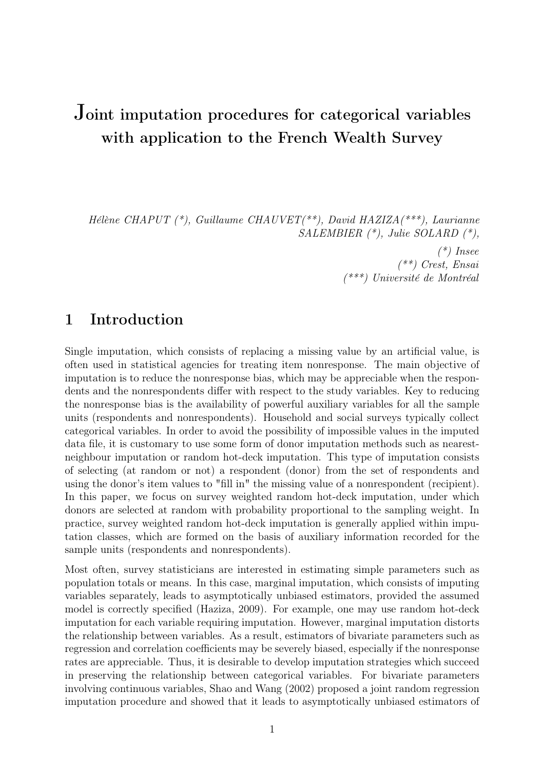# Joint imputation procedures for categorical variables with application to the French Wealth Survey

*Hélène CHAPUT (\*), Guillaume CHAUVET(\*\*), David HAZIZA(\*\*\*), Laurianne SALEMBIER (\*), Julie SOLARD (\*),*

*(\*) Insee*
*(\*\*) Crest, Ensai*
*(\*\*\*) Université de Montréal*

## 1 Introduction

Single imputation, which consists of replacing a missing value by an artificial value, is often used in statistical agencies for treating item nonresponse. The main objective of imputation is to reduce the nonresponse bias, which may be appreciable when the respondents and the nonrespondents differ with respect to the study variables. Key to reducing the nonresponse bias is the availability of powerful auxiliary variables for all the sample units (respondents and nonrespondents). Household and social surveys typically collect categorical variables. In order to avoid the possibility of impossible values in the imputed data file, it is customary to use some form of donor imputation methods such as nearest-neighbour imputation or random hot-deck imputation. This type of imputation consists of selecting (at random or not) a respondent (donor) from the set of respondents and using the donor's item values to "fill in" the missing value of a nonrespondent (recipient). In this paper, we focus on survey weighted random hot-deck imputation, under which donors are selected at random with probability proportional to the sampling weight. In practice, survey weighted random hot-deck imputation is generally applied within imputation classes, which are formed on the basis of auxiliary information recorded for the sample units (respondents and nonrespondents).

Most often, survey statisticians are interested in estimating simple parameters such as population totals or means. In this case, marginal imputation, which consists of imputing variables separately, leads to asymptotically unbiased estimators, provided the assumed model is correctly specified (Haziza, 2009). For example, one may use random hot-deck imputation for each variable requiring imputation. However, marginal imputation distorts the relationship between variables. As a result, estimators of bivariate parameters such as regression and correlation coefficients may be severely biased, especially if the nonresponse rates are appreciable. Thus, it is desirable to develop imputation strategies which succeed in preserving the relationship between categorical variables. For bivariate parameters involving continuous variables, Shao and Wang (2002) proposed a joint random regression imputation procedure and showed that it leads to asymptotically unbiased estimators of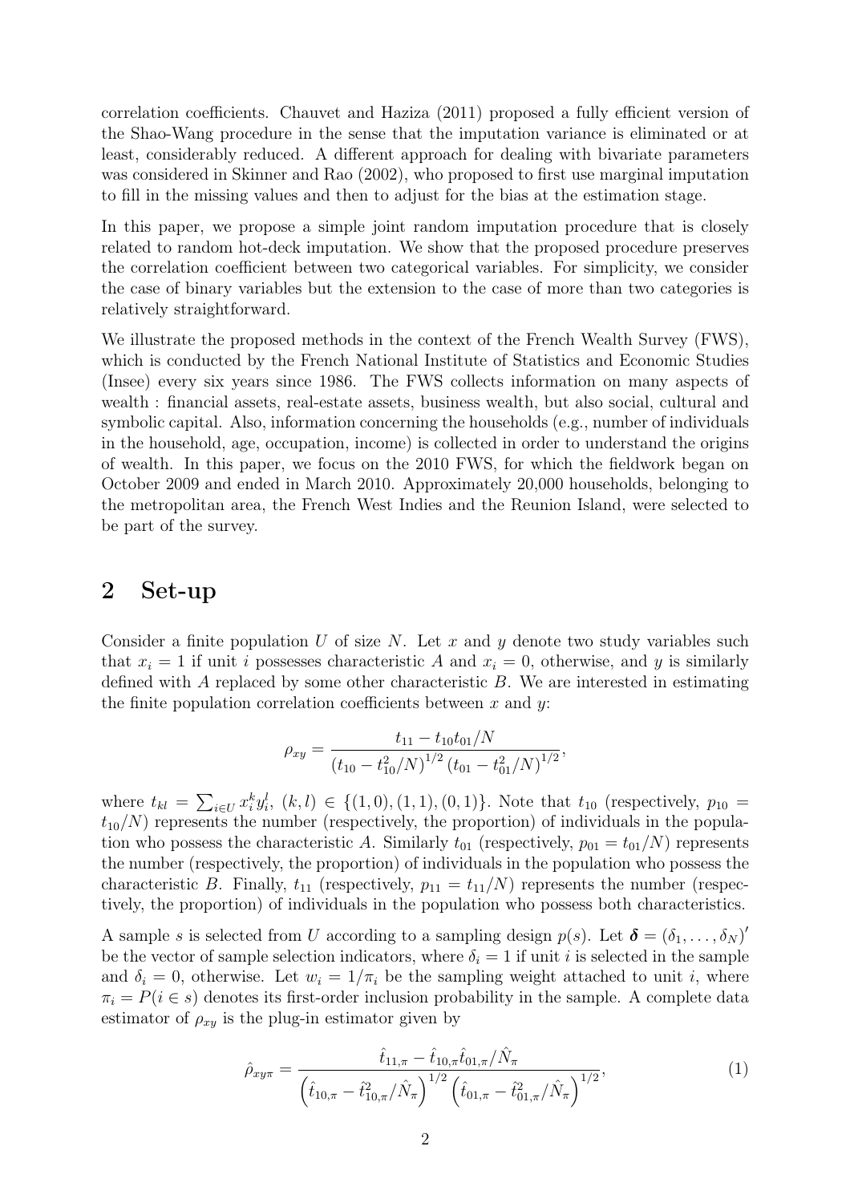correlation coefficients. Chauvet and Haziza (2011) proposed a fully efficient version of the Shao-Wang procedure in the sense that the imputation variance is eliminated or at least, considerably reduced. A different approach for dealing with bivariate parameters was considered in Skinner and Rao (2002), who proposed to first use marginal imputation to fill in the missing values and then to adjust for the bias at the estimation stage.

In this paper, we propose a simple joint random imputation procedure that is closely related to random hot-deck imputation. We show that the proposed procedure preserves the correlation coefficient between two categorical variables. For simplicity, we consider the case of binary variables but the extension to the case of more than two categories is relatively straightforward.

We illustrate the proposed methods in the context of the French Wealth Survey (FWS), which is conducted by the French National Institute of Statistics and Economic Studies (Insee) every six years since 1986. The FWS collects information on many aspects of wealth : financial assets, real-estate assets, business wealth, but also social, cultural and symbolic capital. Also, information concerning the households (e.g., number of individuals in the household, age, occupation, income) is collected in order to understand the origins of wealth. In this paper, we focus on the 2010 FWS, for which the fieldwork began on October 2009 and ended in March 2010. Approximately 20,000 households, belonging to the metropolitan area, the French West Indies and the Reunion Island, were selected to be part of the survey.

## 2 Set-up

Consider a finite population $U$ of size $N$. Let $x$ and $y$ denote two study variables such that $x_i = 1$ if unit $i$ possesses characteristic $A$ and $x_i = 0$, otherwise, and $y$ is similarly defined with $A$ replaced by some other characteristic $B$. We are interested in estimating the finite population correlation coefficients between $x$ and $y$:

$$\rho_{xy} = \frac{t_{11} - t_{10}t_{01}/N}{\left(t_{10} - t_{10}^2/N\right)^{1/2}\left(t_{01} - t_{01}^2/N\right)^{1/2}},$$

where $t_{kl} = \sum_{i \in U} x_i^k y_i^l$, $(k,l) \in \{(1,0),(1,1),(0,1)\}$. Note that $t_{10}$ (respectively, $p_{10} = t_{10}/N$) represents the number (respectively, the proportion) of individuals in the population who possess the characteristic $A$. Similarly $t_{01}$ (respectively, $p_{01} = t_{01}/N$) represents the number (respectively, the proportion) of individuals in the population who possess the characteristic $B$. Finally, $t_{11}$ (respectively, $p_{11} = t_{11}/N$) represents the number (respectively, the proportion) of individuals in the population who possess both characteristics.

A sample $s$ is selected from $U$ according to a sampling design $p(s)$. Let $\boldsymbol{\delta} = (\delta_1, \ldots, \delta_N)'$ be the vector of sample selection indicators, where $\delta_i = 1$ if unit $i$ is selected in the sample and $\delta_i = 0$, otherwise. Let $w_i = 1/\pi_i$ be the sampling weight attached to unit $i$, where $\pi_i = P(i \in s)$ denotes its first-order inclusion probability in the sample. A complete data estimator of $\rho_{xy}$ is the plug-in estimator given by

$$\hat{\rho}_{xy\pi} = \frac{\hat{t}_{11,\pi} - \hat{t}_{10,\pi}\hat{t}_{01,\pi}/\hat{N}_{\pi}}{\left(\hat{t}_{10,\pi} - \hat{t}_{10,\pi}^2/\hat{N}_{\pi}\right)^{1/2}\left(\hat{t}_{01,\pi} - \hat{t}_{01,\pi}^2/\hat{N}_{\pi}\right)^{1/2}}, \tag{1}$$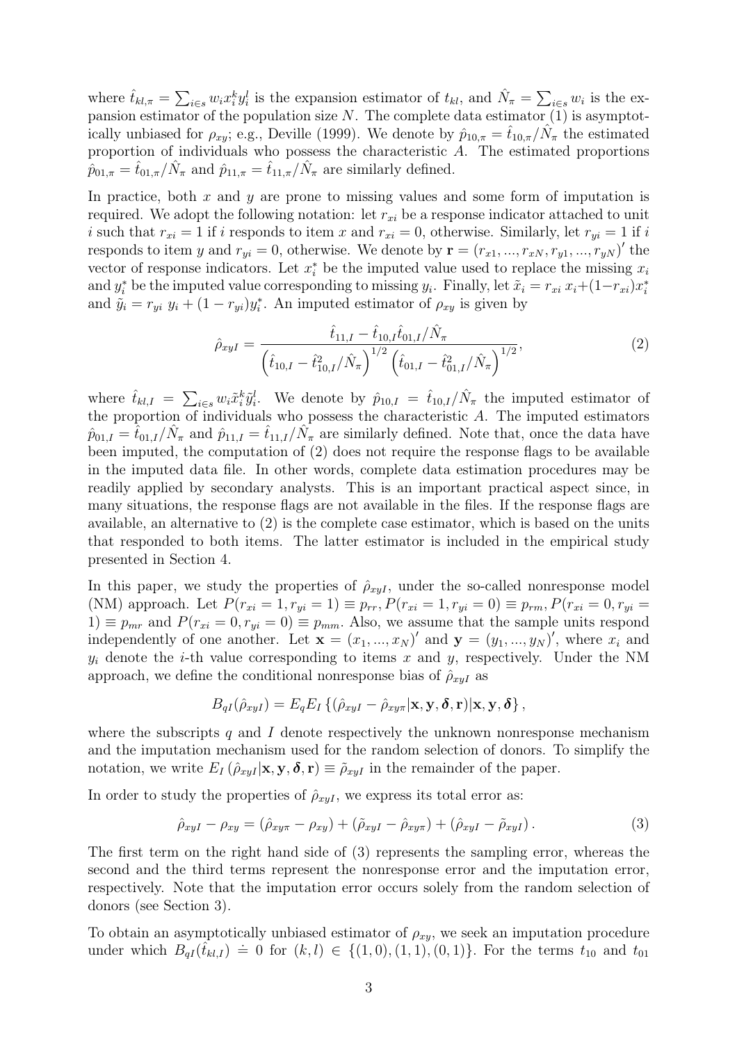where $\hat{t}_{kl,\pi} = \sum_{i \in s} w_i x_i^k y_i^l$ is the expansion estimator of $t_{kl}$, and $\hat{N}_\pi = \sum_{i \in s} w_i$ is the expansion estimator of the population size $N$. The complete data estimator (1) is asymptotically unbiased for $\rho_{xy}$; e.g., Deville (1999). We denote by $\hat{p}_{10,\pi} = \hat{t}_{10,\pi}/\hat{N}_\pi$ the estimated proportion of individuals who possess the characteristic $A$. The estimated proportions $\hat{p}_{01,\pi} = \hat{t}_{01,\pi}/\hat{N}_\pi$ and $\hat{p}_{11,\pi} = \hat{t}_{11,\pi}/\hat{N}_\pi$ are similarly defined.

In practice, both $x$ and $y$ are prone to missing values and some form of imputation is required. We adopt the following notation: let $r_{xi}$ be a response indicator attached to unit $i$ such that $r_{xi} = 1$ if $i$ responds to item $x$ and $r_{xi} = 0$, otherwise. Similarly, let $r_{yi} = 1$ if $i$ responds to item $y$ and $r_{yi} = 0$, otherwise. We denote by $\mathbf{r} = (r_{x1}, ..., r_{xN}, r_{y1}, ..., r_{yN})'$ the vector of response indicators. Let $x_i^*$ be the imputed value used to replace the missing $x_i$ and $y_i^*$ be the imputed value corresponding to missing $y_i$. Finally, let $\tilde{x}_i = r_{xi}\, x_i + (1 - r_{xi}) x_i^*$ and $\tilde{y}_i = r_{yi}\, y_i + (1 - r_{yi}) y_i^*$. An imputed estimator of $\rho_{xy}$ is given by

$$\hat{\rho}_{xyI} = \frac{\hat{t}_{11,I} - \hat{t}_{10,I}\hat{t}_{01,I}/\hat{N}_\pi}{\left(\hat{t}_{10,I} - \hat{t}_{10,I}^2/\hat{N}_\pi\right)^{1/2}\left(\hat{t}_{01,I} - \hat{t}_{01,I}^2/\hat{N}_\pi\right)^{1/2}}, \tag{2}$$

where $\hat{t}_{kl,I} = \sum_{i \in s} w_i \tilde{x}_i^k \tilde{y}_i^l$. We denote by $\hat{p}_{10,I} = \hat{t}_{10,I}/\hat{N}_\pi$ the imputed estimator of the proportion of individuals who possess the characteristic $A$. The imputed estimators $\hat{p}_{01,I} = \hat{t}_{01,I}/\hat{N}_\pi$ and $\hat{p}_{11,I} = \hat{t}_{11,I}/\hat{N}_\pi$ are similarly defined. Note that, once the data have been imputed, the computation of (2) does not require the response flags to be available in the imputed data file. In other words, complete data estimation procedures may be readily applied by secondary analysts. This is an important practical aspect since, in many situations, the response flags are not available in the files. If the response flags are available, an alternative to (2) is the complete case estimator, which is based on the units that responded to both items. The latter estimator is included in the empirical study presented in Section 4.

In this paper, we study the properties of $\hat{\rho}_{xyI}$, under the so-called nonresponse model (NM) approach. Let $P(r_{xi} = 1, r_{yi} = 1) \equiv p_{rr}, P(r_{xi} = 1, r_{yi} = 0) \equiv p_{rm}, P(r_{xi} = 0, r_{yi} = 1) \equiv p_{mr}$ and $P(r_{xi} = 0, r_{yi} = 0) \equiv p_{mm}$. Also, we assume that the sample units respond independently of one another. Let $\mathbf{x} = (x_1, ..., x_N)'$ and $\mathbf{y} = (y_1, ..., y_N)'$, where $x_i$ and $y_i$ denote the $i$-th value corresponding to items $x$ and $y$, respectively. Under the NM approach, we define the conditional nonresponse bias of $\hat{\rho}_{xyI}$ as

$$B_{qI}(\hat{\rho}_{xyI}) = E_q E_I \left\{(\hat{\rho}_{xyI} - \hat{\rho}_{xy\pi}|\mathbf{x}, \mathbf{y}, \boldsymbol{\delta}, \mathbf{r})|\mathbf{x}, \mathbf{y}, \boldsymbol{\delta}\right\},$$

where the subscripts $q$ and $I$ denote respectively the unknown nonresponse mechanism and the imputation mechanism used for the random selection of donors. To simplify the notation, we write $E_I\left(\hat{\rho}_{xyI}|\mathbf{x}, \mathbf{y}, \boldsymbol{\delta}, \mathbf{r}\right) \equiv \tilde{\rho}_{xyI}$ in the remainder of the paper.

In order to study the properties of $\hat{\rho}_{xyI}$, we express its total error as:

$$\hat{\rho}_{xyI} - \rho_{xy} = (\hat{\rho}_{xy\pi} - \rho_{xy}) + (\tilde{\rho}_{xyI} - \hat{\rho}_{xy\pi}) + (\hat{\rho}_{xyI} - \tilde{\rho}_{xyI}). \tag{3}$$

The first term on the right hand side of (3) represents the sampling error, whereas the second and the third terms represent the nonresponse error and the imputation error, respectively. Note that the imputation error occurs solely from the random selection of donors (see Section 3).

To obtain an asymptotically unbiased estimator of $\rho_{xy}$, we seek an imputation procedure under which $B_{qI}(\hat{t}_{kl,I}) \doteq 0$ for $(k, l) \in \{(1, 0), (1, 1), (0, 1)\}$. For the terms $t_{10}$ and $t_{01}$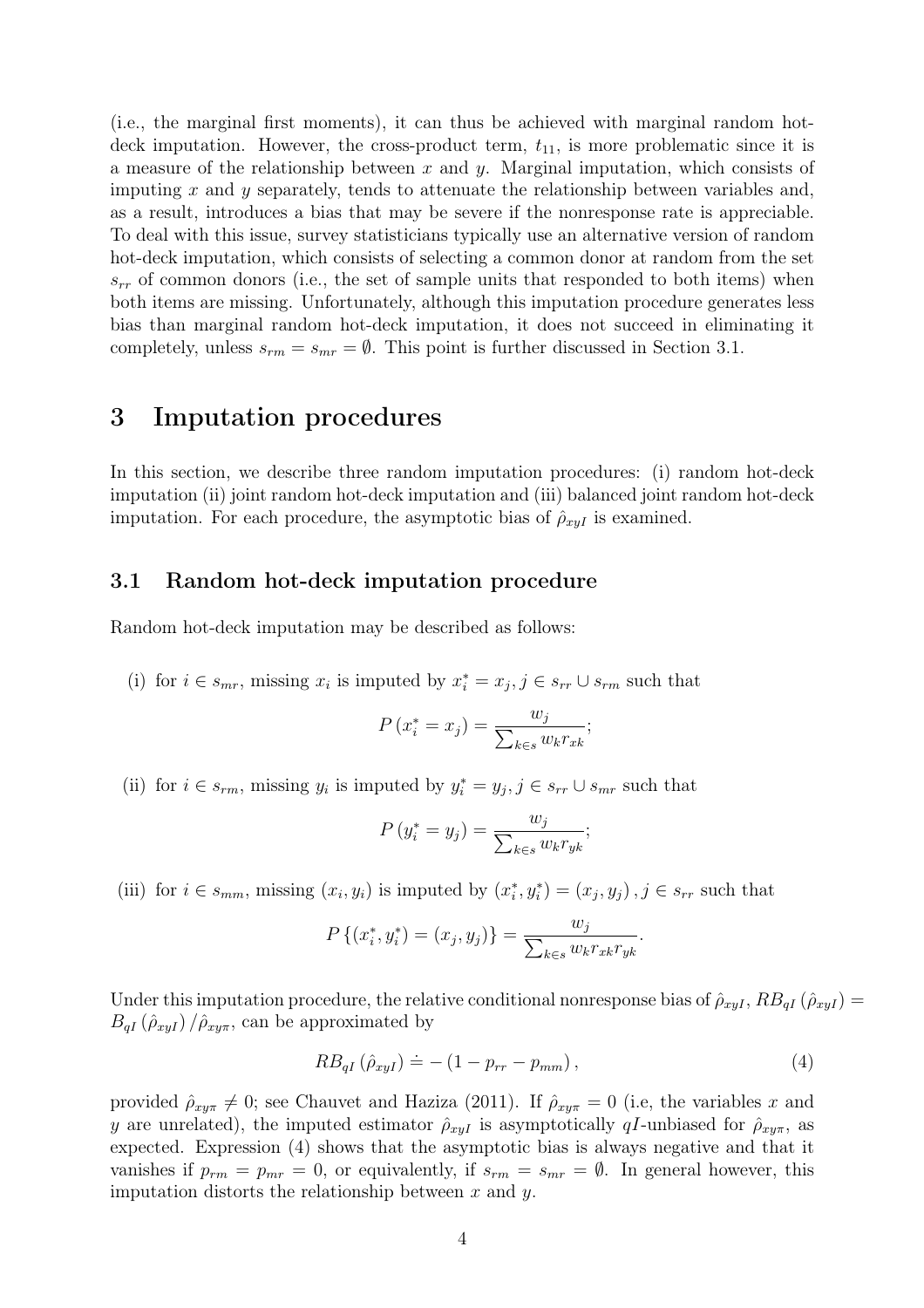(i.e., the marginal first moments), it can thus be achieved with marginal random hot-deck imputation. However, the cross-product term, $t_{11}$, is more problematic since it is a measure of the relationship between $x$ and $y$. Marginal imputation, which consists of imputing $x$ and $y$ separately, tends to attenuate the relationship between variables and, as a result, introduces a bias that may be severe if the nonresponse rate is appreciable. To deal with this issue, survey statisticians typically use an alternative version of random hot-deck imputation, which consists of selecting a common donor at random from the set $s_{rr}$ of common donors (i.e., the set of sample units that responded to both items) when both items are missing. Unfortunately, although this imputation procedure generates less bias than marginal random hot-deck imputation, it does not succeed in eliminating it completely, unless $s_{rm} = s_{mr} = \emptyset$. This point is further discussed in Section 3.1.

# 3 Imputation procedures

In this section, we describe three random imputation procedures: (i) random hot-deck imputation (ii) joint random hot-deck imputation and (iii) balanced joint random hot-deck imputation. For each procedure, the asymptotic bias of $\hat{\rho}_{xyI}$ is examined.

## 3.1 Random hot-deck imputation procedure

Random hot-deck imputation may be described as follows:

(i) for $i \in s_{mr}$, missing $x_i$ is imputed by $x_i^* = x_j, j \in s_{rr} \cup s_{rm}$ such that

$$P\left(x_i^* = x_j\right) = \frac{w_j}{\sum_{k \in s} w_k r_{xk}};$$

(ii) for $i \in s_{rm}$, missing $y_i$ is imputed by $y_i^* = y_j, j \in s_{rr} \cup s_{mr}$ such that

$$P\left(y_i^* = y_j\right) = \frac{w_j}{\sum_{k \in s} w_k r_{yk}};$$

(iii) for $i \in s_{mm}$, missing $(x_i, y_i)$ is imputed by $(x_i^*, y_i^*) = (x_j, y_j), j \in s_{rr}$ such that

$$P\left\{(x_i^*, y_i^*) = (x_j, y_j)\right\} = \frac{w_j}{\sum_{k \in s} w_k r_{xk} r_{yk}}.$$

Under this imputation procedure, the relative conditional nonresponse bias of $\hat{\rho}_{xyI}$, $RB_{qI}\left(\hat{\rho}_{xyI}\right) = B_{qI}\left(\hat{\rho}_{xyI}\right) / \hat{\rho}_{xy\pi}$, can be approximated by

$$RB_{qI}\left(\hat{\rho}_{xyI}\right) \doteq -\left(1 - p_{rr} - p_{mm}\right), \tag{4}$$

provided $\hat{\rho}_{xy\pi} \neq 0$; see Chauvet and Haziza (2011). If $\hat{\rho}_{xy\pi} = 0$ (i.e, the variables $x$ and $y$ are unrelated), the imputed estimator $\hat{\rho}_{xyI}$ is asymptotically $qI$-unbiased for $\hat{\rho}_{xy\pi}$, as expected. Expression (4) shows that the asymptotic bias is always negative and that it vanishes if $p_{rm} = p_{mr} = 0$, or equivalently, if $s_{rm} = s_{mr} = \emptyset$. In general however, this imputation distorts the relationship between $x$ and $y$.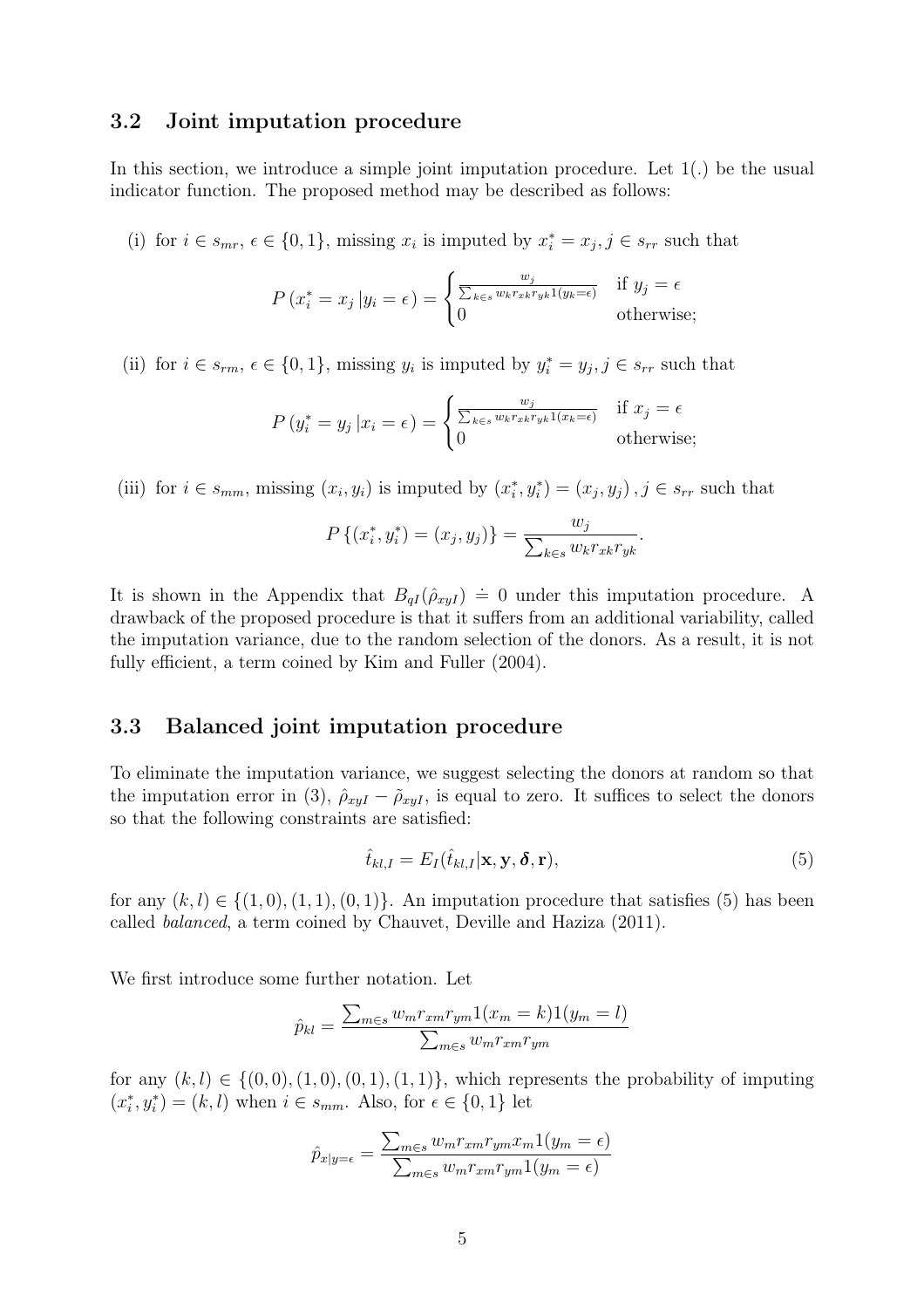### 3.2 Joint imputation procedure

In this section, we introduce a simple joint imputation procedure. Let $1(.)$ be the usual indicator function. The proposed method may be described as follows:

(i) for $i \in s_{mr}$, $\epsilon \in \{0, 1\}$, missing $x_i$ is imputed by $x_i^* = x_j, j \in s_{rr}$ such that

$$P\left(x_i^* = x_j \,|y_i = \epsilon\right) = \begin{cases} \frac{w_j}{\sum_{k \in s} w_k r_{xk} r_{yk} 1(y_k = \epsilon)} & \text{if } y_j = \epsilon \\ 0 & \text{otherwise;} \end{cases}$$

(ii) for $i \in s_{rm}$, $\epsilon \in \{0, 1\}$, missing $y_i$ is imputed by $y_i^* = y_j, j \in s_{rr}$ such that

$$P\left(y_i^* = y_j \,|x_i = \epsilon\right) = \begin{cases} \frac{w_j}{\sum_{k \in s} w_k r_{xk} r_{yk} 1(x_k = \epsilon)} & \text{if } x_j = \epsilon \\ 0 & \text{otherwise;} \end{cases}$$

(iii) for $i \in s_{mm}$, missing $(x_i, y_i)$ is imputed by $(x_i^*, y_i^*) = (x_j, y_j), j \in s_{rr}$ such that

$$P\left\{(x_i^*, y_i^*) = (x_j, y_j)\right\} = \frac{w_j}{\sum_{k \in s} w_k r_{xk} r_{yk}}.$$

It is shown in the Appendix that $B_{qI}(\hat{\rho}_{xyI}) \doteq 0$ under this imputation procedure. A drawback of the proposed procedure is that it suffers from an additional variability, called the imputation variance, due to the random selection of the donors. As a result, it is not fully efficient, a term coined by Kim and Fuller (2004).

### 3.3 Balanced joint imputation procedure

To eliminate the imputation variance, we suggest selecting the donors at random so that the imputation error in (3), $\hat{\rho}_{xyI} - \tilde{\rho}_{xyI}$, is equal to zero. It suffices to select the donors so that the following constraints are satisfied:

$$\hat{t}_{kl,I} = E_I(\hat{t}_{kl,I} | \mathbf{x}, \mathbf{y}, \boldsymbol{\delta}, \mathbf{r}), \tag{5}$$

for any $(k, l) \in \{(1, 0), (1, 1), (0, 1)\}$. An imputation procedure that satisfies (5) has been called *balanced*, a term coined by Chauvet, Deville and Haziza (2011).

We first introduce some further notation. Let

$$\hat{p}_{kl} = \frac{\sum_{m \in s} w_m r_{xm} r_{ym} 1(x_m = k) 1(y_m = l)}{\sum_{m \in s} w_m r_{xm} r_{ym}}$$

for any $(k, l) \in \{(0, 0), (1, 0), (0, 1), (1, 1)\}$, which represents the probability of imputing $(x_i^*, y_i^*) = (k, l)$ when $i \in s_{mm}$. Also, for $\epsilon \in \{0, 1\}$ let

$$\hat{p}_{x|y=\epsilon} = \frac{\sum_{m \in s} w_m r_{xm} r_{ym} x_m 1(y_m = \epsilon)}{\sum_{m \in s} w_m r_{xm} r_{ym} 1(y_m = \epsilon)}$$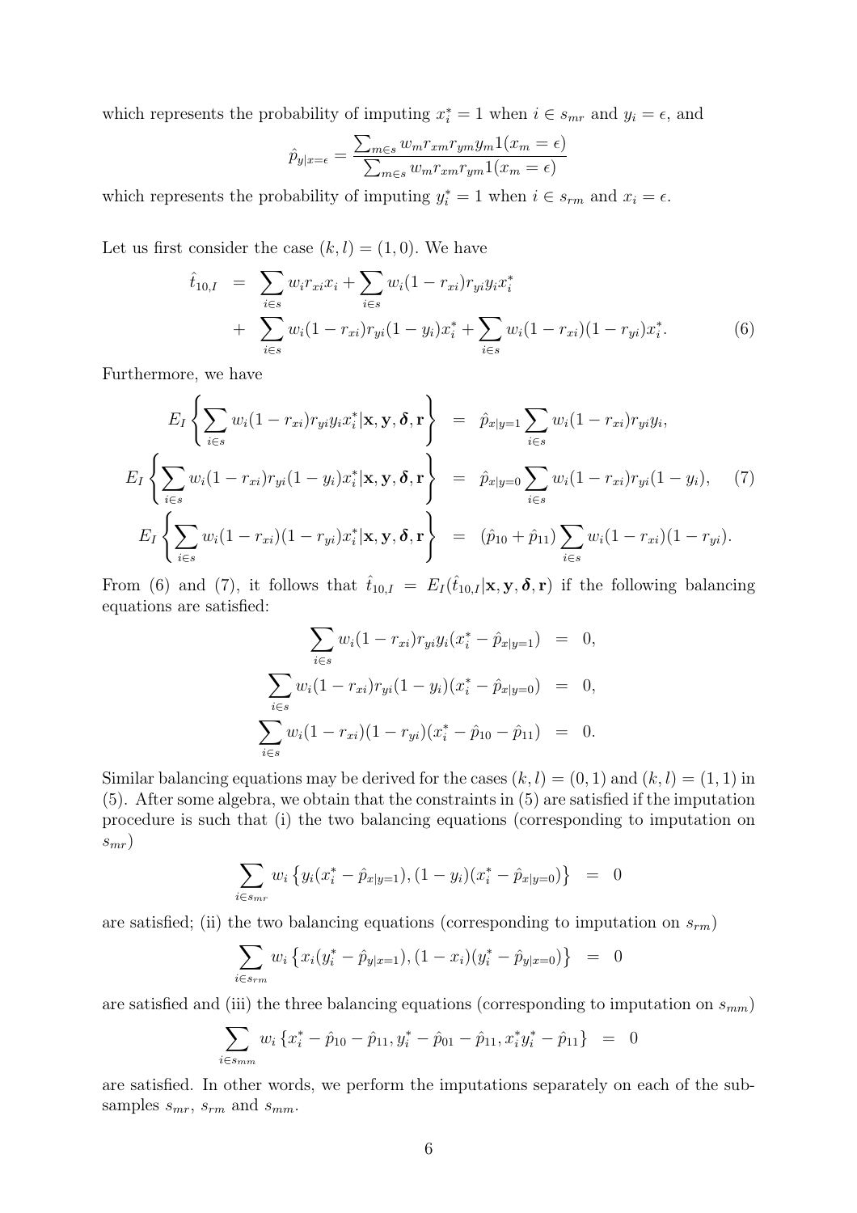which represents the probability of imputing $x_i^* = 1$ when $i \in s_{mr}$ and $y_i = \epsilon$, and

$$\hat{p}_{y|x=\epsilon} = \frac{\sum_{m \in s} w_m r_{xm} r_{ym} y_m 1(x_m = \epsilon)}{\sum_{m \in s} w_m r_{xm} r_{ym} 1(x_m = \epsilon)}$$

which represents the probability of imputing $y_i^* = 1$ when $i \in s_{rm}$ and $x_i = \epsilon$.

Let us first consider the case $(k, l) = (1, 0)$. We have

$$\begin{aligned}
\hat{t}_{10,I} &= \sum_{i \in s} w_i r_{xi} x_i + \sum_{i \in s} w_i (1 - r_{xi}) r_{yi} y_i x_i^* \\
&+ \sum_{i \in s} w_i (1 - r_{xi}) r_{yi} (1 - y_i) x_i^* + \sum_{i \in s} w_i (1 - r_{xi})(1 - r_{yi}) x_i^*. \qquad (6)
\end{aligned}$$

Furthermore, we have

$$\begin{aligned}
E_I \left\{ \sum_{i \in s} w_i (1 - r_{xi}) r_{yi} y_i x_i^* | \mathbf{x}, \mathbf{y}, \boldsymbol{\delta}, \mathbf{r} \right\} &= \hat{p}_{x|y=1} \sum_{i \in s} w_i (1 - r_{xi}) r_{yi} y_i, \\
E_I \left\{ \sum_{i \in s} w_i (1 - r_{xi}) r_{yi} (1 - y_i) x_i^* | \mathbf{x}, \mathbf{y}, \boldsymbol{\delta}, \mathbf{r} \right\} &= \hat{p}_{x|y=0} \sum_{i \in s} w_i (1 - r_{xi}) r_{yi} (1 - y_i), \qquad (7) \\
E_I \left\{ \sum_{i \in s} w_i (1 - r_{xi})(1 - r_{yi}) x_i^* | \mathbf{x}, \mathbf{y}, \boldsymbol{\delta}, \mathbf{r} \right\} &= (\hat{p}_{10} + \hat{p}_{11}) \sum_{i \in s} w_i (1 - r_{xi})(1 - r_{yi}).
\end{aligned}$$

From (6) and (7), it follows that $\hat{t}_{10,I} = E_I(\hat{t}_{10,I} | \mathbf{x}, \mathbf{y}, \boldsymbol{\delta}, \mathbf{r})$ if the following balancing equations are satisfied:

$$\begin{aligned}
\sum_{i \in s} w_i (1 - r_{xi}) r_{yi} y_i (x_i^* - \hat{p}_{x|y=1}) &= 0, \\
\sum_{i \in s} w_i (1 - r_{xi}) r_{yi} (1 - y_i)(x_i^* - \hat{p}_{x|y=0}) &= 0, \\
\sum_{i \in s} w_i (1 - r_{xi})(1 - r_{yi})(x_i^* - \hat{p}_{10} - \hat{p}_{11}) &= 0.
\end{aligned}$$

Similar balancing equations may be derived for the cases $(k, l) = (0, 1)$ and $(k, l) = (1, 1)$ in (5). After some algebra, we obtain that the constraints in (5) are satisfied if the imputation procedure is such that (i) the two balancing equations (corresponding to imputation on $s_{mr}$)

$$\sum_{i \in s_{mr}} w_i \left\{ y_i (x_i^* - \hat{p}_{x|y=1}), (1 - y_i)(x_i^* - \hat{p}_{x|y=0}) \right\} = 0$$

are satisfied; (ii) the two balancing equations (corresponding to imputation on $s_{rm}$)

$$\sum_{i \in s_{rm}} w_i \left\{ x_i (y_i^* - \hat{p}_{y|x=1}), (1 - x_i)(y_i^* - \hat{p}_{y|x=0}) \right\} = 0$$

are satisfied and (iii) the three balancing equations (corresponding to imputation on $s_{mm}$)

$$\sum_{i \in s_{mm}} w_i \left\{ x_i^* - \hat{p}_{10} - \hat{p}_{11}, y_i^* - \hat{p}_{01} - \hat{p}_{11}, x_i^* y_i^* - \hat{p}_{11} \right\} = 0$$

are satisfied. In other words, we perform the imputations separately on each of the subsamples $s_{mr}$, $s_{rm}$ and $s_{mm}$.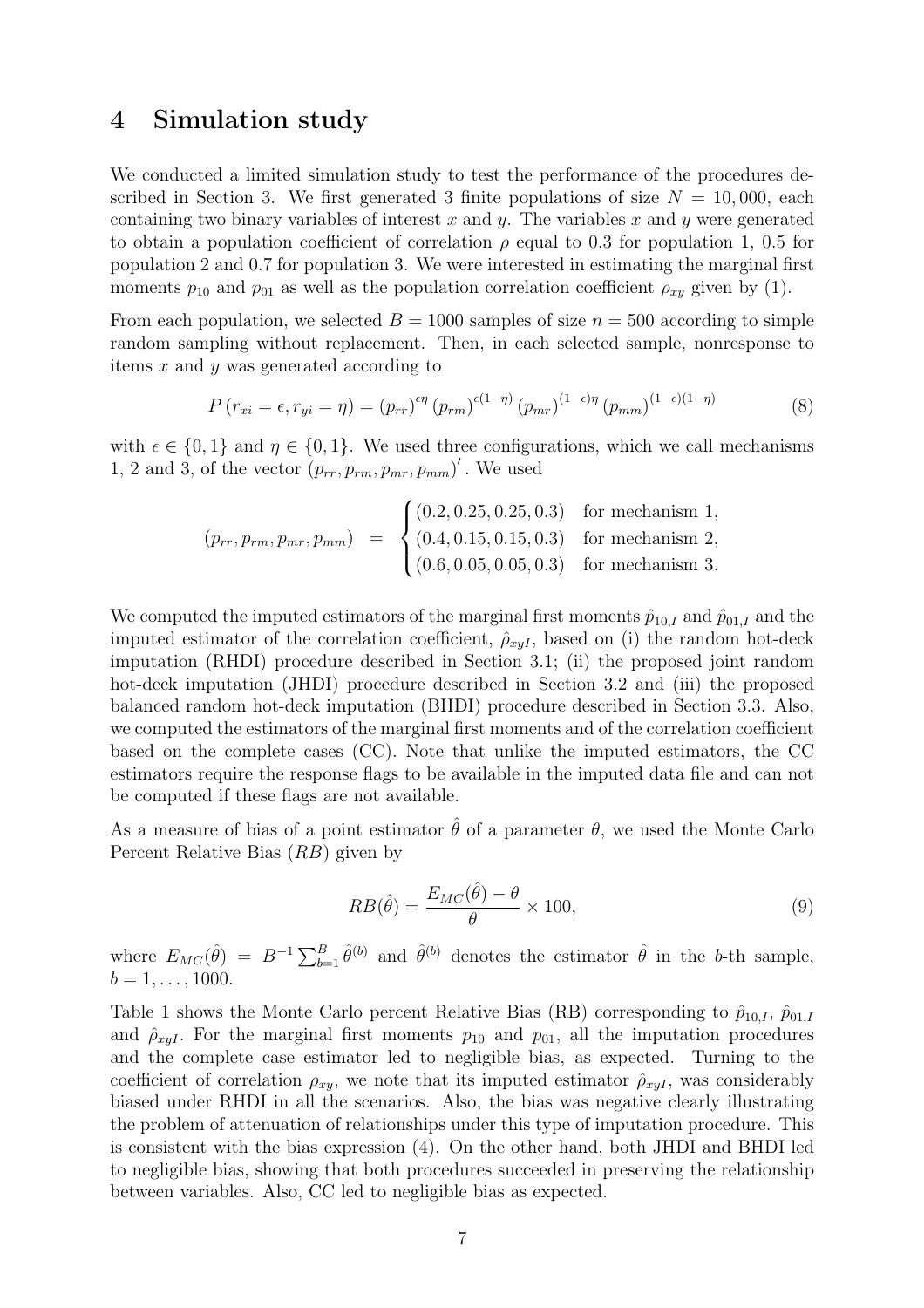# 4 Simulation study

We conducted a limited simulation study to test the performance of the procedures described in Section 3. We first generated 3 finite populations of size $N = 10,000$, each containing two binary variables of interest $x$ and $y$. The variables $x$ and $y$ were generated to obtain a population coefficient of correlation $\rho$ equal to 0.3 for population 1, 0.5 for population 2 and 0.7 for population 3. We were interested in estimating the marginal first moments $p_{10}$ and $p_{01}$ as well as the population correlation coefficient $\rho_{xy}$ given by (1).

From each population, we selected $B = 1000$ samples of size $n = 500$ according to simple random sampling without replacement. Then, in each selected sample, nonresponse to items $x$ and $y$ was generated according to

$$P(r_{xi} = \epsilon, r_{yi} = \eta) = (p_{rr})^{\epsilon\eta}(p_{rm})^{\epsilon(1-\eta)}(p_{mr})^{(1-\epsilon)\eta}(p_{mm})^{(1-\epsilon)(1-\eta)} \tag{8}$$

with $\epsilon \in \{0, 1\}$ and $\eta \in \{0, 1\}$. We used three configurations, which we call mechanisms 1, 2 and 3, of the vector $(p_{rr}, p_{rm}, p_{mr}, p_{mm})'$. We used

$$(p_{rr}, p_{rm}, p_{mr}, p_{mm}) = \begin{cases} (0.2, 0.25, 0.25, 0.3) & \text{for mechanism 1,} \\ (0.4, 0.15, 0.15, 0.3) & \text{for mechanism 2,} \\ (0.6, 0.05, 0.05, 0.3) & \text{for mechanism 3.} \end{cases}$$

We computed the imputed estimators of the marginal first moments $\hat{p}_{10,I}$ and $\hat{p}_{01,I}$ and the imputed estimator of the correlation coefficient, $\hat{\rho}_{xyI}$, based on (i) the random hot-deck imputation (RHDI) procedure described in Section 3.1; (ii) the proposed joint random hot-deck imputation (JHDI) procedure described in Section 3.2 and (iii) the proposed balanced random hot-deck imputation (BHDI) procedure described in Section 3.3. Also, we computed the estimators of the marginal first moments and of the correlation coefficient based on the complete cases (CC). Note that unlike the imputed estimators, the CC estimators require the response flags to be available in the imputed data file and can not be computed if these flags are not available.

As a measure of bias of a point estimator $\hat{\theta}$ of a parameter $\theta$, we used the Monte Carlo Percent Relative Bias ($RB$) given by

$$RB(\hat{\theta}) = \frac{E_{MC}(\hat{\theta}) - \theta}{\theta} \times 100, \tag{9}$$

where $E_{MC}(\hat{\theta}) = B^{-1}\sum_{b=1}^{B}\hat{\theta}^{(b)}$ and $\hat{\theta}^{(b)}$ denotes the estimator $\hat{\theta}$ in the $b$-th sample, $b = 1, \ldots, 1000$.

Table 1 shows the Monte Carlo percent Relative Bias (RB) corresponding to $\hat{p}_{10,I}$, $\hat{p}_{01,I}$ and $\hat{\rho}_{xyI}$. For the marginal first moments $p_{10}$ and $p_{01}$, all the imputation procedures and the complete case estimator led to negligible bias, as expected. Turning to the coefficient of correlation $\rho_{xy}$, we note that its imputed estimator $\hat{\rho}_{xyI}$, was considerably biased under RHDI in all the scenarios. Also, the bias was negative clearly illustrating the problem of attenuation of relationships under this type of imputation procedure. This is consistent with the bias expression (4). On the other hand, both JHDI and BHDI led to negligible bias, showing that both procedures succeeded in preserving the relationship between variables. Also, CC led to negligible bias as expected.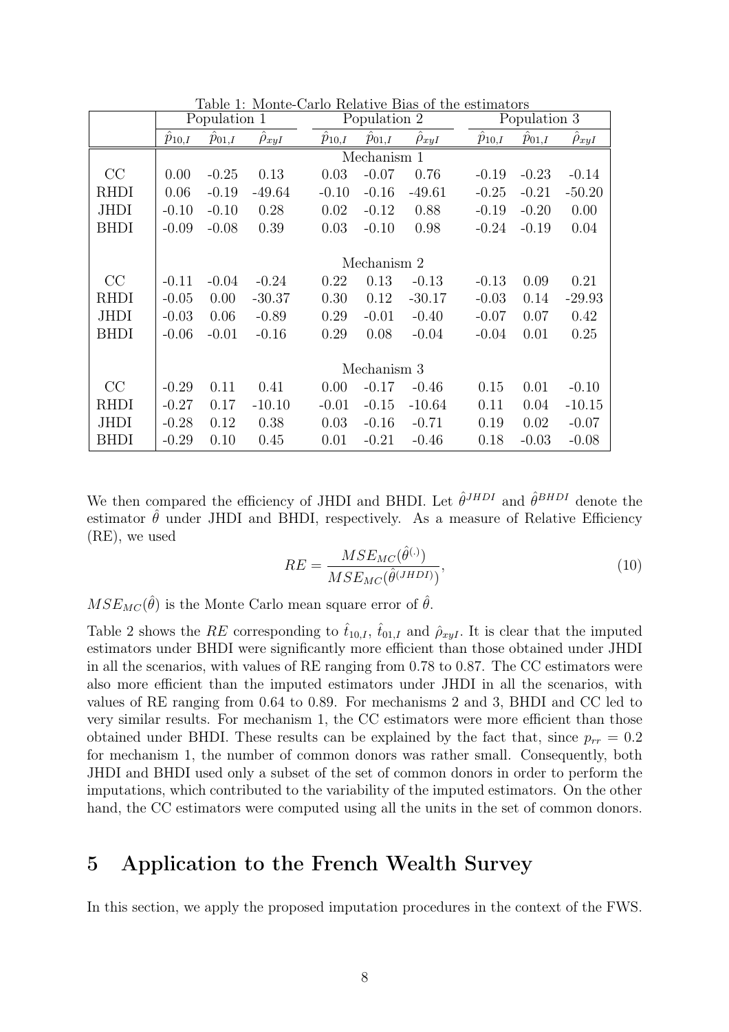Table 1: Monte-Carlo Relative Bias of the estimators

| | Population 1 | | | Population 2 | | | Population 3 | | |
|---|---|---|---|---|---|---|---|---|---|
| | $\hat{p}_{10,I}$ | $\hat{p}_{01,I}$ | $\hat{\rho}_{xyI}$ | $\hat{p}_{10,I}$ | $\hat{p}_{01,I}$ | $\hat{\rho}_{xyI}$ | $\hat{p}_{10,I}$ | $\hat{p}_{01,I}$ | $\hat{\rho}_{xyI}$ |
| | | | | Mechanism 1 | | | | | |
| CC | 0.00 | -0.25 | 0.13 | 0.03 | -0.07 | 0.76 | -0.19 | -0.23 | -0.14 |
| RHDI | 0.06 | -0.19 | -49.64 | -0.10 | -0.16 | -49.61 | -0.25 | -0.21 | -50.20 |
| JHDI | -0.10 | -0.10 | 0.28 | 0.02 | -0.12 | 0.88 | -0.19 | -0.20 | 0.00 |
| BHDI | -0.09 | -0.08 | 0.39 | 0.03 | -0.10 | 0.98 | -0.24 | -0.19 | 0.04 |
| | | | | Mechanism 2 | | | | | |
| CC | -0.11 | -0.04 | -0.24 | 0.22 | 0.13 | -0.13 | -0.13 | 0.09 | 0.21 |
| RHDI | -0.05 | 0.00 | -30.37 | 0.30 | 0.12 | -30.17 | -0.03 | 0.14 | -29.93 |
| JHDI | -0.03 | 0.06 | -0.89 | 0.29 | -0.01 | -0.40 | -0.07 | 0.07 | 0.42 |
| BHDI | -0.06 | -0.01 | -0.16 | 0.29 | 0.08 | -0.04 | -0.04 | 0.01 | 0.25 |
| | | | | Mechanism 3 | | | | | |
| CC | -0.29 | 0.11 | 0.41 | 0.00 | -0.17 | -0.46 | 0.15 | 0.01 | -0.10 |
| RHDI | -0.27 | 0.17 | -10.10 | -0.01 | -0.15 | -10.64 | 0.11 | 0.04 | -10.15 |
| JHDI | -0.28 | 0.12 | 0.38 | 0.03 | -0.16 | -0.71 | 0.19 | 0.02 | -0.07 |
| BHDI | -0.29 | 0.10 | 0.45 | 0.01 | -0.21 | -0.46 | 0.18 | -0.03 | -0.08 |

We then compared the efficiency of JHDI and BHDI. Let $\hat{\theta}^{JHDI}$ and $\hat{\theta}^{BHDI}$ denote the estimator $\hat{\theta}$ under JHDI and BHDI, respectively. As a measure of Relative Efficiency (RE), we used

$$RE = \frac{MSE_{MC}(\hat{\theta}^{(.)})}{MSE_{MC}(\hat{\theta}^{(JHDI)})}, \tag{10}$$

$MSE_{MC}(\hat{\theta})$ is the Monte Carlo mean square error of $\hat{\theta}$.

Table 2 shows the $RE$ corresponding to $\hat{t}_{10,I}$, $\hat{t}_{01,I}$ and $\hat{\rho}_{xyI}$. It is clear that the imputed estimators under BHDI were significantly more efficient than those obtained under JHDI in all the scenarios, with values of RE ranging from 0.78 to 0.87. The CC estimators were also more efficient than the imputed estimators under JHDI in all the scenarios, with values of RE ranging from 0.64 to 0.89. For mechanisms 2 and 3, BHDI and CC led to very similar results. For mechanism 1, the CC estimators were more efficient than those obtained under BHDI. These results can be explained by the fact that, since $p_{rr} = 0.2$ for mechanism 1, the number of common donors was rather small. Consequently, both JHDI and BHDI used only a subset of the set of common donors in order to perform the imputations, which contributed to the variability of the imputed estimators. On the other hand, the CC estimators were computed using all the units in the set of common donors.

## 5 Application to the French Wealth Survey

In this section, we apply the proposed imputation procedures in the context of the FWS.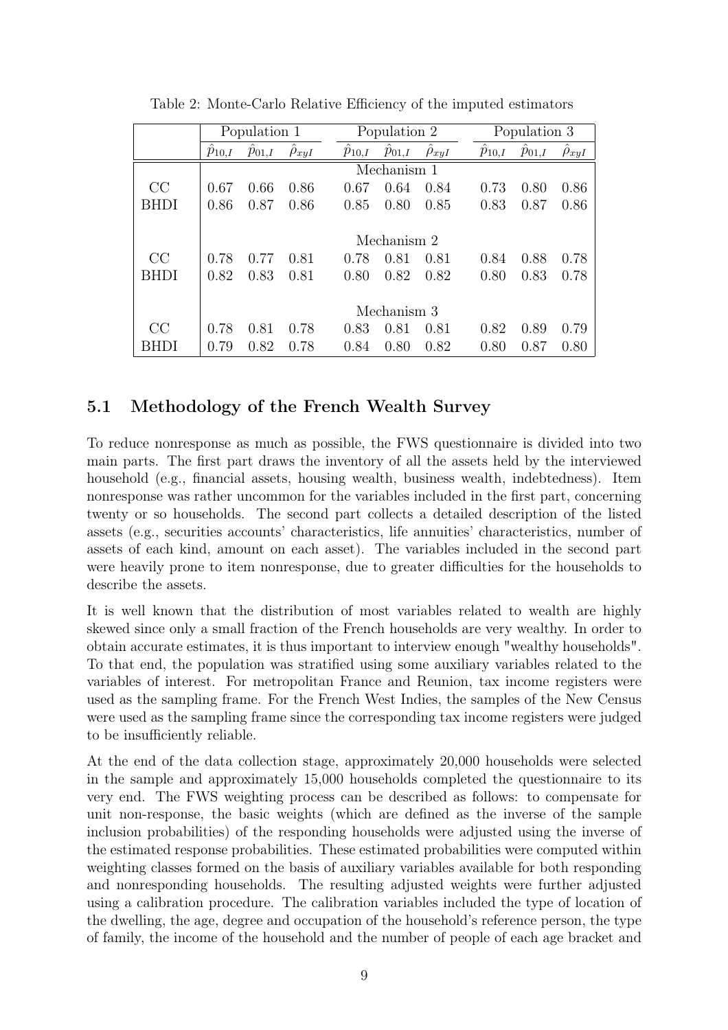Table 2: Monte-Carlo Relative Efficiency of the imputed estimators

| | Population 1 | | | Population 2 | | | Population 3 | | |
|---|---|---|---|---|---|---|---|---|---|
| | $\hat{p}_{10,I}$ | $\hat{p}_{01,I}$ | $\hat{\rho}_{xyI}$ | $\hat{p}_{10,I}$ | $\hat{p}_{01,I}$ | $\hat{\rho}_{xyI}$ | $\hat{p}_{10,I}$ | $\hat{p}_{01,I}$ | $\hat{\rho}_{xyI}$ |
| | | | | Mechanism 1 | | | | | |
| CC | 0.67 | 0.66 | 0.86 | 0.67 | 0.64 | 0.84 | 0.73 | 0.80 | 0.86 |
| BHDI | 0.86 | 0.87 | 0.86 | 0.85 | 0.80 | 0.85 | 0.83 | 0.87 | 0.86 |
| | | | | Mechanism 2 | | | | | |
| CC | 0.78 | 0.77 | 0.81 | 0.78 | 0.81 | 0.81 | 0.84 | 0.88 | 0.78 |
| BHDI | 0.82 | 0.83 | 0.81 | 0.80 | 0.82 | 0.82 | 0.80 | 0.83 | 0.78 |
| | | | | Mechanism 3 | | | | | |
| CC | 0.78 | 0.81 | 0.78 | 0.83 | 0.81 | 0.81 | 0.82 | 0.89 | 0.79 |
| BHDI | 0.79 | 0.82 | 0.78 | 0.84 | 0.80 | 0.82 | 0.80 | 0.87 | 0.80 |

## 5.1 Methodology of the French Wealth Survey

To reduce nonresponse as much as possible, the FWS questionnaire is divided into two main parts. The first part draws the inventory of all the assets held by the interviewed household (e.g., financial assets, housing wealth, business wealth, indebtedness). Item nonresponse was rather uncommon for the variables included in the first part, concerning twenty or so households. The second part collects a detailed description of the listed assets (e.g., securities accounts' characteristics, life annuities' characteristics, number of assets of each kind, amount on each asset). The variables included in the second part were heavily prone to item nonresponse, due to greater difficulties for the households to describe the assets.

It is well known that the distribution of most variables related to wealth are highly skewed since only a small fraction of the French households are very wealthy. In order to obtain accurate estimates, it is thus important to interview enough "wealthy households". To that end, the population was stratified using some auxiliary variables related to the variables of interest. For metropolitan France and Reunion, tax income registers were used as the sampling frame. For the French West Indies, the samples of the New Census were used as the sampling frame since the corresponding tax income registers were judged to be insufficiently reliable.

At the end of the data collection stage, approximately 20,000 households were selected in the sample and approximately 15,000 households completed the questionnaire to its very end. The FWS weighting process can be described as follows: to compensate for unit non-response, the basic weights (which are defined as the inverse of the sample inclusion probabilities) of the responding households were adjusted using the inverse of the estimated response probabilities. These estimated probabilities were computed within weighting classes formed on the basis of auxiliary variables available for both responding and nonresponding households. The resulting adjusted weights were further adjusted using a calibration procedure. The calibration variables included the type of location of the dwelling, the age, degree and occupation of the household's reference person, the type of family, the income of the household and the number of people of each age bracket and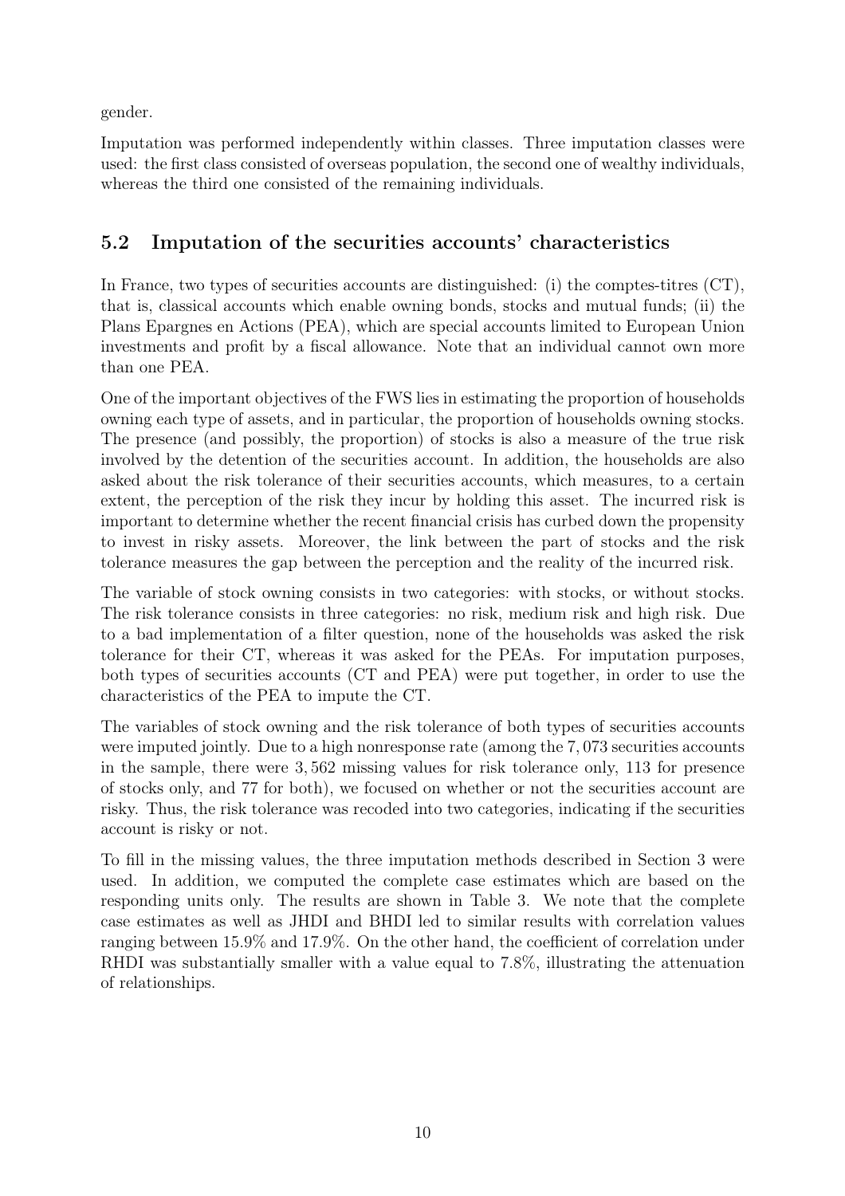gender.

Imputation was performed independently within classes. Three imputation classes were used: the first class consisted of overseas population, the second one of wealthy individuals, whereas the third one consisted of the remaining individuals.

## 5.2 Imputation of the securities accounts' characteristics

In France, two types of securities accounts are distinguished: (i) the comptes-titres (CT), that is, classical accounts which enable owning bonds, stocks and mutual funds; (ii) the Plans Epargnes en Actions (PEA), which are special accounts limited to European Union investments and profit by a fiscal allowance. Note that an individual cannot own more than one PEA.

One of the important objectives of the FWS lies in estimating the proportion of households owning each type of assets, and in particular, the proportion of households owning stocks. The presence (and possibly, the proportion) of stocks is also a measure of the true risk involved by the detention of the securities account. In addition, the households are also asked about the risk tolerance of their securities accounts, which measures, to a certain extent, the perception of the risk they incur by holding this asset. The incurred risk is important to determine whether the recent financial crisis has curbed down the propensity to invest in risky assets. Moreover, the link between the part of stocks and the risk tolerance measures the gap between the perception and the reality of the incurred risk.

The variable of stock owning consists in two categories: with stocks, or without stocks. The risk tolerance consists in three categories: no risk, medium risk and high risk. Due to a bad implementation of a filter question, none of the households was asked the risk tolerance for their CT, whereas it was asked for the PEAs. For imputation purposes, both types of securities accounts (CT and PEA) were put together, in order to use the characteristics of the PEA to impute the CT.

The variables of stock owning and the risk tolerance of both types of securities accounts were imputed jointly. Due to a high nonresponse rate (among the 7,073 securities accounts in the sample, there were 3,562 missing values for risk tolerance only, 113 for presence of stocks only, and 77 for both), we focused on whether or not the securities account are risky. Thus, the risk tolerance was recoded into two categories, indicating if the securities account is risky or not.

To fill in the missing values, the three imputation methods described in Section 3 were used. In addition, we computed the complete case estimates which are based on the responding units only. The results are shown in Table 3. We note that the complete case estimates as well as JHDI and BHDI led to similar results with correlation values ranging between 15.9% and 17.9%. On the other hand, the coefficient of correlation under RHDI was substantially smaller with a value equal to 7.8%, illustrating the attenuation of relationships.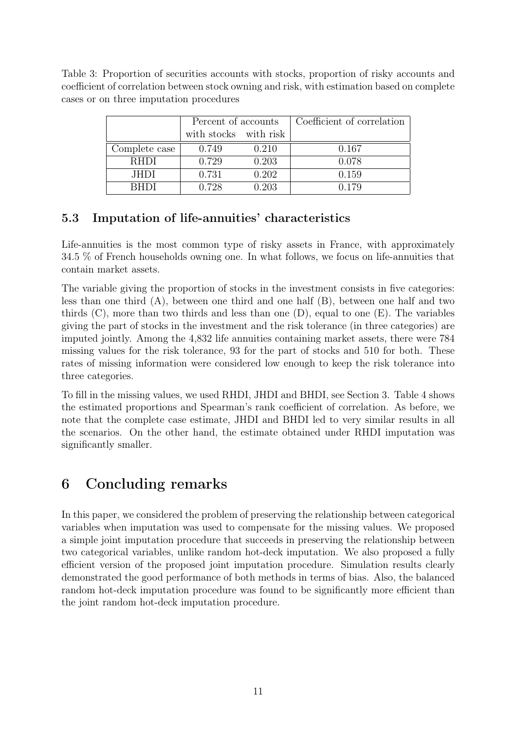Table 3: Proportion of securities accounts with stocks, proportion of risky accounts and coefficient of correlation between stock owning and risk, with estimation based on complete cases or on three imputation procedures

| | Percent of accounts | | Coefficient of correlation |
|---|---|---|---|
| | with stocks | with risk | |
| Complete case | 0.749 | 0.210 | 0.167 |
| RHDI | 0.729 | 0.203 | 0.078 |
| JHDI | 0.731 | 0.202 | 0.159 |
| BHDI | 0.728 | 0.203 | 0.179 |

### 5.3 Imputation of life-annuities' characteristics

Life-annuities is the most common type of risky assets in France, with approximately 34.5 % of French households owning one. In what follows, we focus on life-annuities that contain market assets.

The variable giving the proportion of stocks in the investment consists in five categories: less than one third (A), between one third and one half (B), between one half and two thirds (C), more than two thirds and less than one (D), equal to one (E). The variables giving the part of stocks in the investment and the risk tolerance (in three categories) are imputed jointly. Among the 4,832 life annuities containing market assets, there were 784 missing values for the risk tolerance, 93 for the part of stocks and 510 for both. These rates of missing information were considered low enough to keep the risk tolerance into three categories.

To fill in the missing values, we used RHDI, JHDI and BHDI, see Section 3. Table 4 shows the estimated proportions and Spearman's rank coefficient of correlation. As before, we note that the complete case estimate, JHDI and BHDI led to very similar results in all the scenarios. On the other hand, the estimate obtained under RHDI imputation was significantly smaller.

## 6 Concluding remarks

In this paper, we considered the problem of preserving the relationship between categorical variables when imputation was used to compensate for the missing values. We proposed a simple joint imputation procedure that succeeds in preserving the relationship between two categorical variables, unlike random hot-deck imputation. We also proposed a fully efficient version of the proposed joint imputation procedure. Simulation results clearly demonstrated the good performance of both methods in terms of bias. Also, the balanced random hot-deck imputation procedure was found to be significantly more efficient than the joint random hot-deck imputation procedure.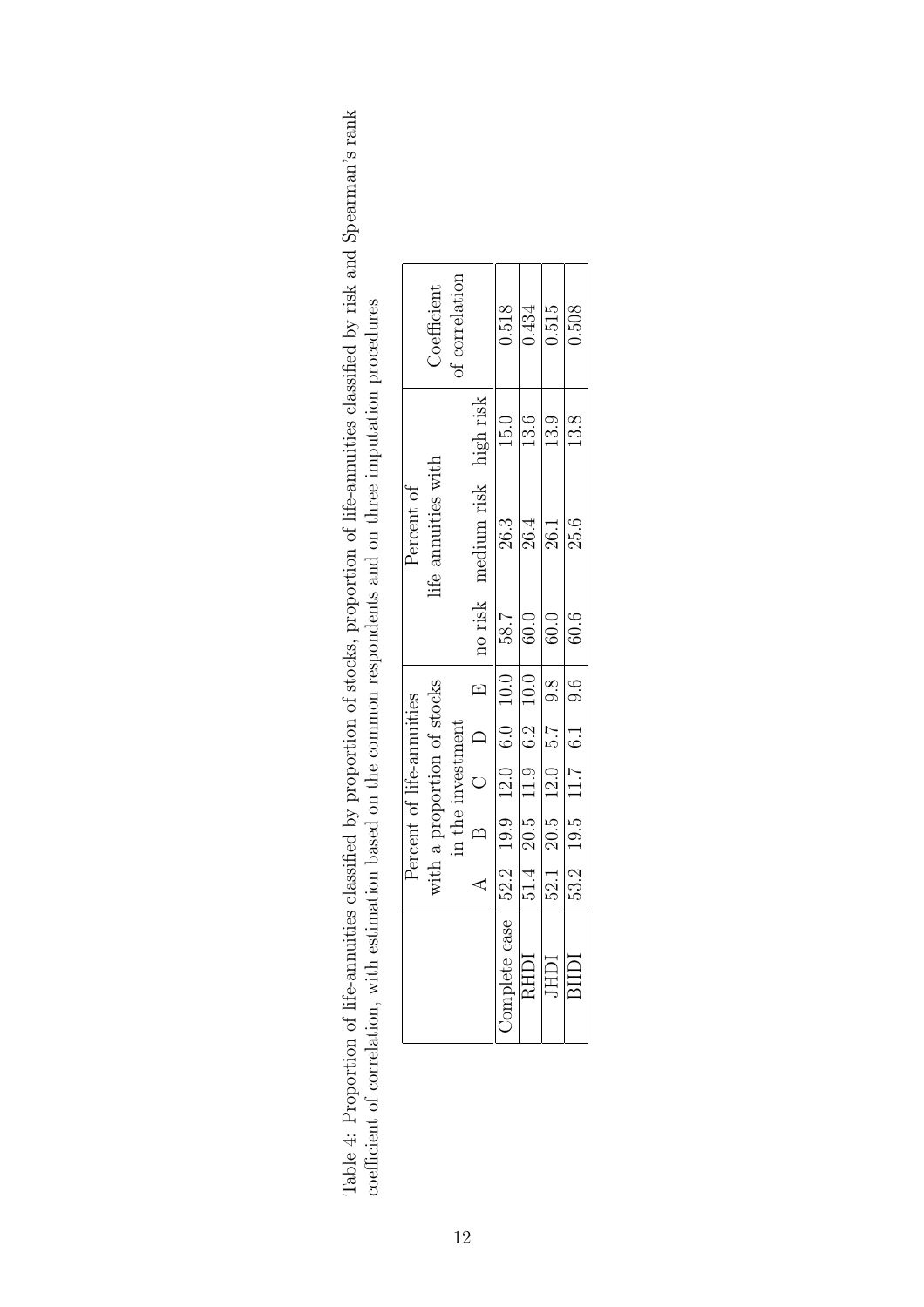Table 4: Proportion of life-annuities classified by proportion of stocks, proportion of life-annuities classified by risk and Spearman's rank coefficient of correlation, with estimation based on the common respondents and on three imputation procedures

| | Percent of life-annuities with a proportion of stocks in the investment | | | | | Percent of life annuities with | | | Coefficient of correlation |
|---|---|---|---|---|---|---|---|---|---|
| | A | B | C | D | E | no risk | medium risk | high risk | |
| Complete case | 52.2 | 19.9 | 12.0 | 6.0 | 10.0 | 58.7 | 26.3 | 15.0 | 0.518 |
| RHDI | 51.4 | 20.5 | 11.9 | 6.2 | 10.0 | 60.0 | 26.4 | 13.6 | 0.434 |
| JHDI | 52.1 | 20.5 | 12.0 | 5.7 | 9.8 | 60.0 | 26.1 | 13.9 | 0.515 |
| BHDI | 53.2 | 19.5 | 11.7 | 6.1 | 9.6 | 60.6 | 25.6 | 13.8 | 0.508 |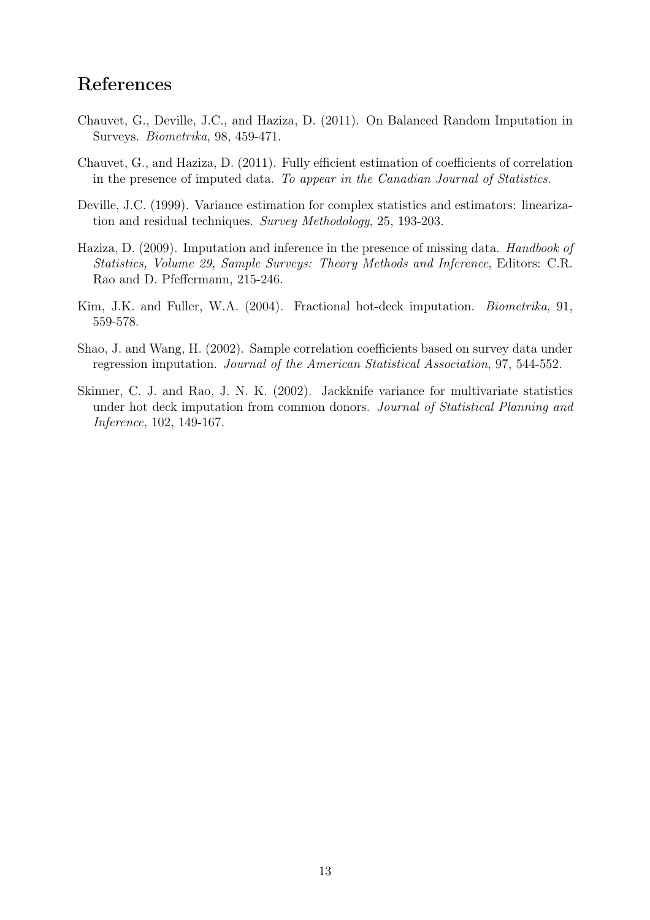## References

Chauvet, G., Deville, J.C., and Haziza, D. (2011). On Balanced Random Imputation in Surveys. *Biometrika*, 98, 459-471.

Chauvet, G., and Haziza, D. (2011). Fully efficient estimation of coefficients of correlation in the presence of imputed data. *To appear in the Canadian Journal of Statistics*.

Deville, J.C. (1999). Variance estimation for complex statistics and estimators: linearization and residual techniques. *Survey Methodology*, 25, 193-203.

Haziza, D. (2009). Imputation and inference in the presence of missing data. *Handbook of Statistics, Volume 29, Sample Surveys: Theory Methods and Inference*, Editors: C.R. Rao and D. Pfeffermann, 215-246.

Kim, J.K. and Fuller, W.A. (2004). Fractional hot-deck imputation. *Biometrika*, 91, 559-578.

Shao, J. and Wang, H. (2002). Sample correlation coefficients based on survey data under regression imputation. *Journal of the American Statistical Association*, 97, 544-552.

Skinner, C. J. and Rao, J. N. K. (2002). Jackknife variance for multivariate statistics under hot deck imputation from common donors. *Journal of Statistical Planning and Inference*, 102, 149-167.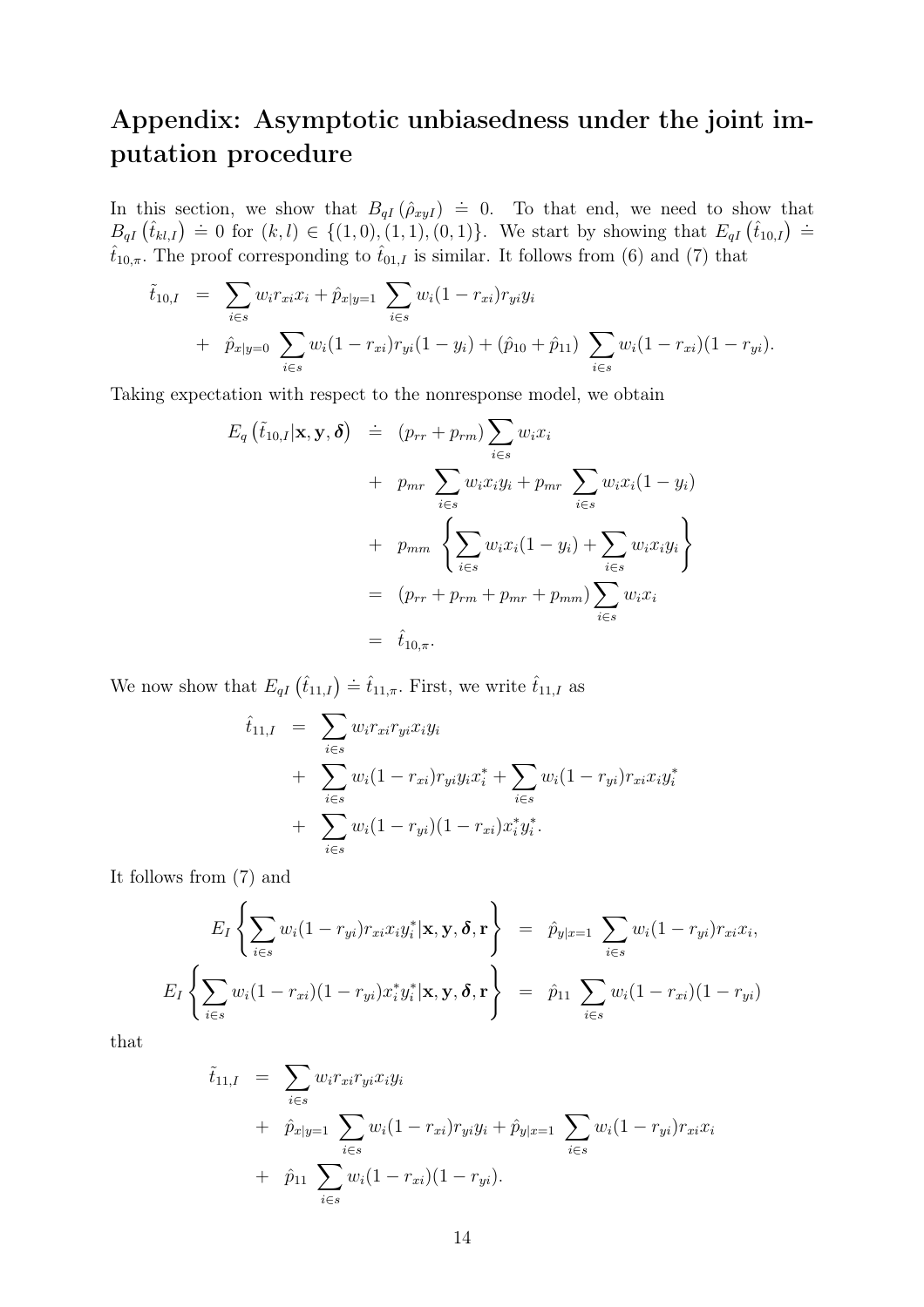# Appendix: Asymptotic unbiasedness under the joint imputation procedure

In this section, we show that $B_{qI}\left(\hat{\rho}_{xyI}\right) \doteq 0$. To that end, we need to show that $B_{qI}\left(\hat{t}_{kl,I}\right) \doteq 0$ for $(k,l) \in \{(1,0),(1,1),(0,1)\}$. We start by showing that $E_{qI}\left(\hat{t}_{10,I}\right) \doteq \hat{t}_{10,\pi}$. The proof corresponding to $\hat{t}_{01,I}$ is similar. It follows from (6) and (7) that

$$
\begin{aligned}
\tilde{t}_{10,I} &= \sum_{i\in s} w_i r_{xi} x_i + \hat{p}_{x|y=1} \sum_{i\in s} w_i (1-r_{xi}) r_{yi} y_i \\
&+ \hat{p}_{x|y=0} \sum_{i\in s} w_i (1-r_{xi}) r_{yi} (1-y_i) + (\hat{p}_{10}+\hat{p}_{11}) \sum_{i\in s} w_i (1-r_{xi})(1-r_{yi}).
\end{aligned}
$$

Taking expectation with respect to the nonresponse model, we obtain

$$
\begin{aligned}
E_q\left(\tilde{t}_{10,I}|\mathbf{x},\mathbf{y},\boldsymbol{\delta}\right) &\doteq (p_{rr}+p_{rm}) \sum_{i\in s} w_i x_i \\
&+ p_{mr} \sum_{i\in s} w_i x_i y_i + p_{mr} \sum_{i\in s} w_i x_i (1-y_i) \\
&+ p_{mm} \left\{ \sum_{i\in s} w_i x_i (1-y_i) + \sum_{i\in s} w_i x_i y_i \right\} \\
&= (p_{rr}+p_{rm}+p_{mr}+p_{mm}) \sum_{i\in s} w_i x_i \\
&= \hat{t}_{10,\pi}.
\end{aligned}
$$

We now show that $E_{qI}\left(\hat{t}_{11,I}\right) \doteq \hat{t}_{11,\pi}$. First, we write $\hat{t}_{11,I}$ as

$$
\begin{aligned}
\hat{t}_{11,I} &= \sum_{i\in s} w_i r_{xi} r_{yi} x_i y_i \\
&+ \sum_{i\in s} w_i (1-r_{xi}) r_{yi} y_i x_i^* + \sum_{i\in s} w_i (1-r_{yi}) r_{xi} x_i y_i^* \\
&+ \sum_{i\in s} w_i (1-r_{yi})(1-r_{xi}) x_i^* y_i^*.
\end{aligned}
$$

It follows from (7) and

$$
\begin{aligned}
E_I\left\{ \sum_{i\in s} w_i (1-r_{yi}) r_{xi} x_i y_i^* |\mathbf{x},\mathbf{y},\boldsymbol{\delta},\mathbf{r} \right\} &= \hat{p}_{y|x=1} \sum_{i\in s} w_i (1-r_{yi}) r_{xi} x_i, \\
E_I\left\{ \sum_{i\in s} w_i (1-r_{xi})(1-r_{yi}) x_i^* y_i^* |\mathbf{x},\mathbf{y},\boldsymbol{\delta},\mathbf{r} \right\} &= \hat{p}_{11} \sum_{i\in s} w_i (1-r_{xi})(1-r_{yi})
\end{aligned}
$$

that

$$
\begin{aligned}
\tilde{t}_{11,I} &= \sum_{i\in s} w_i r_{xi} r_{yi} x_i y_i \\
&+ \hat{p}_{x|y=1} \sum_{i\in s} w_i (1-r_{xi}) r_{yi} y_i + \hat{p}_{y|x=1} \sum_{i\in s} w_i (1-r_{yi}) r_{xi} x_i \\
&+ \hat{p}_{11} \sum_{i\in s} w_i (1-r_{xi})(1-r_{yi}).
\end{aligned}
$$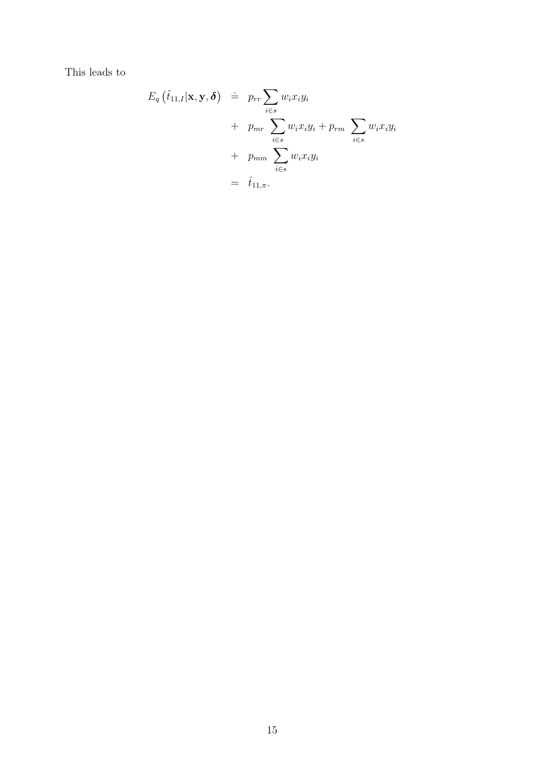This leads to

$$
\begin{aligned}
E_q\left(\tilde{t}_{11,I}|\mathbf{x},\mathbf{y},\boldsymbol{\delta}\right) &\doteq p_{rr}\sum_{i\in s} w_i x_i y_i \\
&+ p_{mr}\sum_{i\in s} w_i x_i y_i + p_{rm}\sum_{i\in s} w_i x_i y_i \\
&+ p_{mm}\sum_{i\in s} w_i x_i y_i \\
&= \hat{t}_{11,\pi}.
\end{aligned}
$$